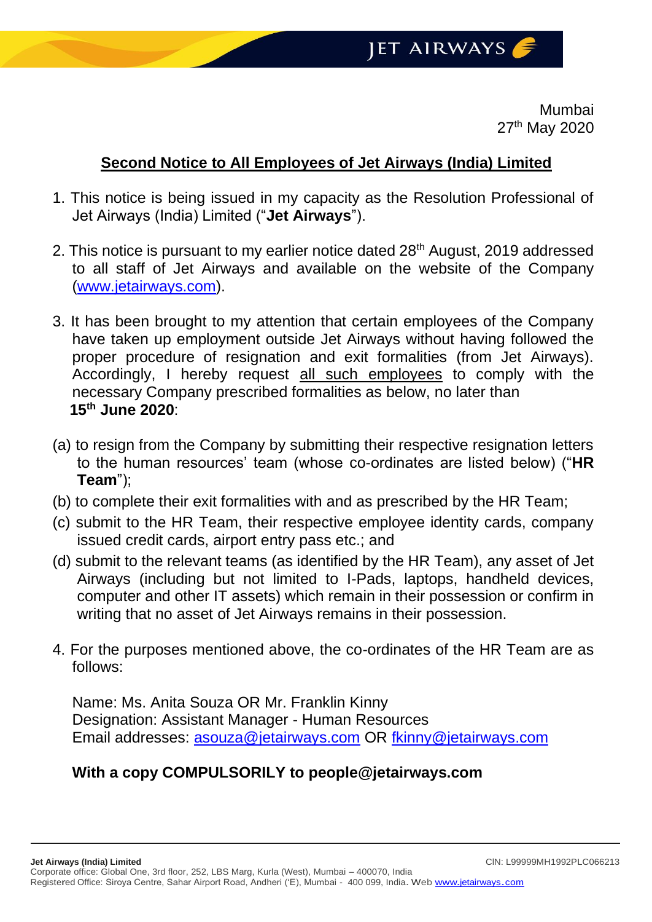Mumbai
27th May 2020

## Second Notice to All Employees of Jet Airways (India) Limited

1. This notice is being issued in my capacity as the Resolution Professional of Jet Airways (India) Limited ("**Jet Airways**").

2. This notice is pursuant to my earlier notice dated 28th August, 2019 addressed to all staff of Jet Airways and available on the website of the Company (www.jetairways.com).

3. It has been brought to my attention that certain employees of the Company have taken up employment outside Jet Airways without having followed the proper procedure of resignation and exit formalities (from Jet Airways). Accordingly, I hereby request all such employees to comply with the necessary Company prescribed formalities as below, no later than **15th June 2020**:

(a) to resign from the Company by submitting their respective resignation letters to the human resources' team (whose co-ordinates are listed below) ("**HR Team**");

(b) to complete their exit formalities with and as prescribed by the HR Team;

(c) submit to the HR Team, their respective employee identity cards, company issued credit cards, airport entry pass etc.; and

(d) submit to the relevant teams (as identified by the HR Team), any asset of Jet Airways (including but not limited to I-Pads, laptops, handheld devices, computer and other IT assets) which remain in their possession or confirm in writing that no asset of Jet Airways remains in their possession.

4. For the purposes mentioned above, the co-ordinates of the HR Team are as follows:

Name: Ms. Anita Souza OR Mr. Franklin Kinny
Designation: Assistant Manager - Human Resources
Email addresses: asouza@jetairways.com OR fkinny@jetairways.com

**With a copy COMPULSORILY to people@jetairways.com**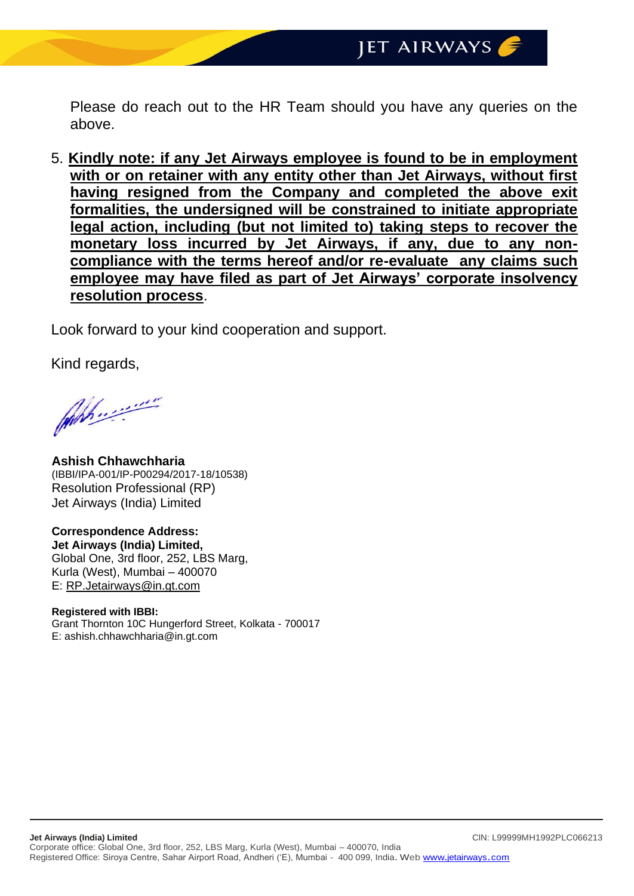Please do reach out to the HR Team should you have any queries on the above.

5. **Kindly note: if any Jet Airways employee is found to be in employment with or on retainer with any entity other than Jet Airways, without first having resigned from the Company and completed the above exit formalities, the undersigned will be constrained to initiate appropriate legal action, including (but not limited to) taking steps to recover the monetary loss incurred by Jet Airways, if any, due to any non-compliance with the terms hereof and/or re-evaluate any claims such employee may have filed as part of Jet Airways' corporate insolvency resolution process**.

Look forward to your kind cooperation and support.

Kind regards,

**Ashish Chhawchharia**
(IBBI/IPA-001/IP-P00294/2017-18/10538)
Resolution Professional (RP)
Jet Airways (India) Limited

**Correspondence Address:**
**Jet Airways (India) Limited,**
Global One, 3rd floor, 252, LBS Marg,
Kurla (West), Mumbai – 400070
E: RP.Jetairways@in.gt.com

**Registered with IBBI:**
Grant Thornton 10C Hungerford Street, Kolkata - 700017
E: ashish.chhawchharia@in.gt.com

**Jet Airways (India) Limited** CIN: L99999MH1992PLC066213
Corporate office: Global One, 3rd floor, 252, LBS Marg, Kurla (West), Mumbai – 400070, India
Registered Office: Siroya Centre, Sahar Airport Road, Andheri ('E), Mumbai - 400 099, India. Web www.jetairways.com